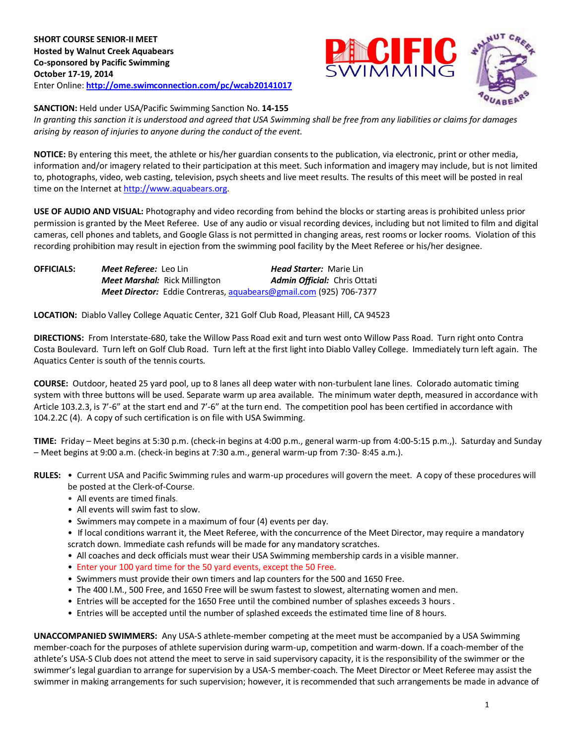**SHORT COURSE SENIOR-II MEET**
**Hosted by Walnut Creek Aquabears**
**Co-sponsored by Pacific Swimming**
**October 17-19, 2014**
Enter Online: **http://ome.swimconnection.com/pc/wcab20141017**

**SANCTION:** Held under USA/Pacific Swimming Sanction No. **14-155**
*In granting this sanction it is understood and agreed that USA Swimming shall be free from any liabilities or claims for damages arising by reason of injuries to anyone during the conduct of the event.*

**NOTICE:** By entering this meet, the athlete or his/her guardian consents to the publication, via electronic, print or other media, information and/or imagery related to their participation at this meet. Such information and imagery may include, but is not limited to, photographs, video, web casting, television, psych sheets and live meet results. The results of this meet will be posted in real time on the Internet at http://www.aquabears.org.

**USE OF AUDIO AND VISUAL:** Photography and video recording from behind the blocks or starting areas is prohibited unless prior permission is granted by the Meet Referee. Use of any audio or visual recording devices, including but not limited to film and digital cameras, cell phones and tablets, and Google Glass is not permitted in changing areas, rest rooms or locker rooms. Violation of this recording prohibition may result in ejection from the swimming pool facility by the Meet Referee or his/her designee.

**OFFICIALS:** ***Meet Referee:*** Leo Lin ***Head Starter:*** Marie Lin
***Meet Marshal:*** Rick Millington ***Admin Official:*** Chris Ottati
***Meet Director:*** Eddie Contreras, aquabears@gmail.com (925) 706-7377

**LOCATION:** Diablo Valley College Aquatic Center, 321 Golf Club Road, Pleasant Hill, CA 94523

**DIRECTIONS:** From Interstate-680, take the Willow Pass Road exit and turn west onto Willow Pass Road. Turn right onto Contra Costa Boulevard. Turn left on Golf Club Road. Turn left at the first light into Diablo Valley College. Immediately turn left again. The Aquatics Center is south of the tennis courts.

**COURSE:** Outdoor, heated 25 yard pool, up to 8 lanes all deep water with non-turbulent lane lines. Colorado automatic timing system with three buttons will be used. Separate warm up area available. The minimum water depth, measured in accordance with Article 103.2.3, is 7'-6" at the start end and 7'-6" at the turn end. The competition pool has been certified in accordance with 104.2.2C (4). A copy of such certification is on file with USA Swimming.

**TIME:** Friday – Meet begins at 5:30 p.m. (check-in begins at 4:00 p.m., general warm-up from 4:00-5:15 p.m.,). Saturday and Sunday – Meet begins at 9:00 a.m. (check-in begins at 7:30 a.m., general warm-up from 7:30- 8:45 a.m.).

**RULES:**
- Current USA and Pacific Swimming rules and warm-up procedures will govern the meet. A copy of these procedures will be posted at the Clerk-of-Course.
- All events are timed finals.
- All events will swim fast to slow.
- Swimmers may compete in a maximum of four (4) events per day.
- If local conditions warrant it, the Meet Referee, with the concurrence of the Meet Director, may require a mandatory scratch down. Immediate cash refunds will be made for any mandatory scratches.
- All coaches and deck officials must wear their USA Swimming membership cards in a visible manner.
- Enter your 100 yard time for the 50 yard events, except the 50 Free.
- Swimmers must provide their own timers and lap counters for the 500 and 1650 Free.
- The 400 I.M., 500 Free, and 1650 Free will be swum fastest to slowest, alternating women and men.
- Entries will be accepted for the 1650 Free until the combined number of splashes exceeds 3 hours .
- Entries will be accepted until the number of splashed exceeds the estimated time line of 8 hours.

**UNACCOMPANIED SWIMMERS:** Any USA-S athlete-member competing at the meet must be accompanied by a USA Swimming member-coach for the purposes of athlete supervision during warm-up, competition and warm-down. If a coach-member of the athlete's USA-S Club does not attend the meet to serve in said supervisory capacity, it is the responsibility of the swimmer or the swimmer's legal guardian to arrange for supervision by a USA-S member-coach. The Meet Director or Meet Referee may assist the swimmer in making arrangements for such supervision; however, it is recommended that such arrangements be made in advance of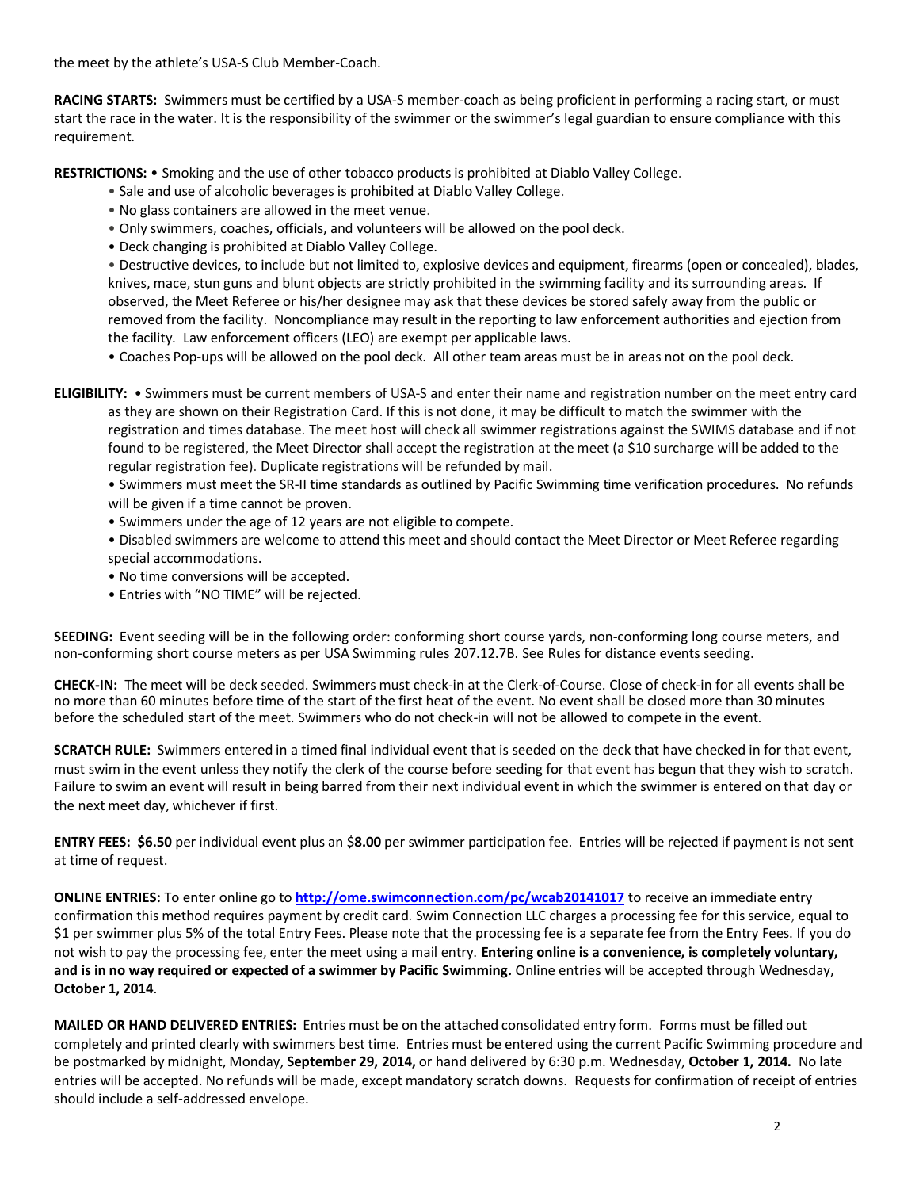the meet by the athlete's USA-S Club Member-Coach.

**RACING STARTS:** Swimmers must be certified by a USA-S member-coach as being proficient in performing a racing start, or must start the race in the water. It is the responsibility of the swimmer or the swimmer's legal guardian to ensure compliance with this requirement.

**RESTRICTIONS:** • Smoking and the use of other tobacco products is prohibited at Diablo Valley College.

• Sale and use of alcoholic beverages is prohibited at Diablo Valley College.

• No glass containers are allowed in the meet venue.

• Only swimmers, coaches, officials, and volunteers will be allowed on the pool deck.

• Deck changing is prohibited at Diablo Valley College.

• Destructive devices, to include but not limited to, explosive devices and equipment, firearms (open or concealed), blades, knives, mace, stun guns and blunt objects are strictly prohibited in the swimming facility and its surrounding areas. If observed, the Meet Referee or his/her designee may ask that these devices be stored safely away from the public or removed from the facility. Noncompliance may result in the reporting to law enforcement authorities and ejection from the facility. Law enforcement officers (LEO) are exempt per applicable laws.

• Coaches Pop-ups will be allowed on the pool deck. All other team areas must be in areas not on the pool deck.

**ELIGIBILITY:** • Swimmers must be current members of USA-S and enter their name and registration number on the meet entry card as they are shown on their Registration Card. If this is not done, it may be difficult to match the swimmer with the registration and times database. The meet host will check all swimmer registrations against the SWIMS database and if not found to be registered, the Meet Director shall accept the registration at the meet (a $10 surcharge will be added to the regular registration fee). Duplicate registrations will be refunded by mail.

• Swimmers must meet the SR-II time standards as outlined by Pacific Swimming time verification procedures. No refunds will be given if a time cannot be proven.

• Swimmers under the age of 12 years are not eligible to compete.

• Disabled swimmers are welcome to attend this meet and should contact the Meet Director or Meet Referee regarding special accommodations.

• No time conversions will be accepted.

• Entries with "NO TIME" will be rejected.

**SEEDING:** Event seeding will be in the following order: conforming short course yards, non-conforming long course meters, and non-conforming short course meters as per USA Swimming rules 207.12.7B. See Rules for distance events seeding.

**CHECK-IN:** The meet will be deck seeded. Swimmers must check-in at the Clerk-of-Course. Close of check-in for all events shall be no more than 60 minutes before time of the start of the first heat of the event. No event shall be closed more than 30 minutes before the scheduled start of the meet. Swimmers who do not check-in will not be allowed to compete in the event.

**SCRATCH RULE:** Swimmers entered in a timed final individual event that is seeded on the deck that have checked in for that event, must swim in the event unless they notify the clerk of the course before seeding for that event has begun that they wish to scratch. Failure to swim an event will result in being barred from their next individual event in which the swimmer is entered on that day or the next meet day, whichever if first.

**ENTRY FEES:** **$6.50** per individual event plus an $**8.00** per swimmer participation fee. Entries will be rejected if payment is not sent at time of request.

**ONLINE ENTRIES:** To enter online go to **http://ome.swimconnection.com/pc/wcab20141017** to receive an immediate entry confirmation this method requires payment by credit card. Swim Connection LLC charges a processing fee for this service, equal to $1 per swimmer plus 5% of the total Entry Fees. Please note that the processing fee is a separate fee from the Entry Fees. If you do not wish to pay the processing fee, enter the meet using a mail entry. **Entering online is a convenience, is completely voluntary, and is in no way required or expected of a swimmer by Pacific Swimming.** Online entries will be accepted through Wednesday, **October 1, 2014**.

**MAILED OR HAND DELIVERED ENTRIES:** Entries must be on the attached consolidated entry form. Forms must be filled out completely and printed clearly with swimmers best time. Entries must be entered using the current Pacific Swimming procedure and be postmarked by midnight, Monday, **September 29, 2014,** or hand delivered by 6:30 p.m. Wednesday, **October 1, 2014.** No late entries will be accepted. No refunds will be made, except mandatory scratch downs. Requests for confirmation of receipt of entries should include a self-addressed envelope.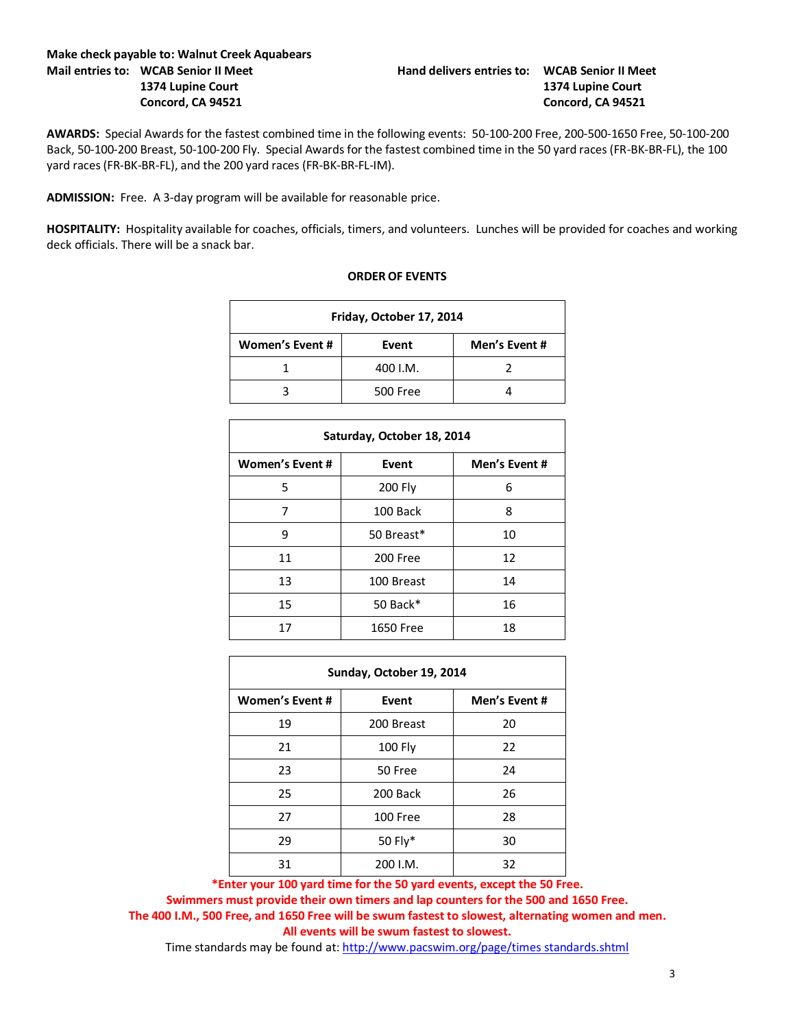**Make check payable to: Walnut Creek Aquabears**

**Mail entries to:** **WCAB Senior II Meet**
**1374 Lupine Court**
**Concord, CA 94521**

**Hand delivers entries to:** **WCAB Senior II Meet**
**1374 Lupine Court**
**Concord, CA 94521**

**AWARDS:** Special Awards for the fastest combined time in the following events: 50-100-200 Free, 200-500-1650 Free, 50-100-200 Back, 50-100-200 Breast, 50-100-200 Fly. Special Awards for the fastest combined time in the 50 yard races (FR-BK-BR-FL), the 100 yard races (FR-BK-BR-FL), and the 200 yard races (FR-BK-BR-FL-IM).

**ADMISSION:** Free. A 3-day program will be available for reasonable price.

**HOSPITALITY:** Hospitality available for coaches, officials, timers, and volunteers. Lunches will be provided for coaches and working deck officials. There will be a snack bar.

**ORDER OF EVENTS**

| Friday, October 17, 2014 | | |
|---|---|---|
| **Women's Event #** | **Event** | **Men's Event #** |
| 1 | 400 I.M. | 2 |
| 3 | 500 Free | 4 |

| Saturday, October 18, 2014 | | |
|---|---|---|
| **Women's Event #** | **Event** | **Men's Event #** |
| 5 | 200 Fly | 6 |
| 7 | 100 Back | 8 |
| 9 | 50 Breast* | 10 |
| 11 | 200 Free | 12 |
| 13 | 100 Breast | 14 |
| 15 | 50 Back* | 16 |
| 17 | 1650 Free | 18 |

| Sunday, October 19, 2014 | | |
|---|---|---|
| **Women's Event #** | **Event** | **Men's Event #** |
| 19 | 200 Breast | 20 |
| 21 | 100 Fly | 22 |
| 23 | 50 Free | 24 |
| 25 | 200 Back | 26 |
| 27 | 100 Free | 28 |
| 29 | 50 Fly* | 30 |
| 31 | 200 I.M. | 32 |

**\*Enter your 100 yard time for the 50 yard events, except the 50 Free.**
**Swimmers must provide their own timers and lap counters for the 500 and 1650 Free.**
**The 400 I.M., 500 Free, and 1650 Free will be swum fastest to slowest, alternating women and men.**
**All events will be swum fastest to slowest.**

Time standards may be found at: http://www.pacswim.org/page/times standards.shtml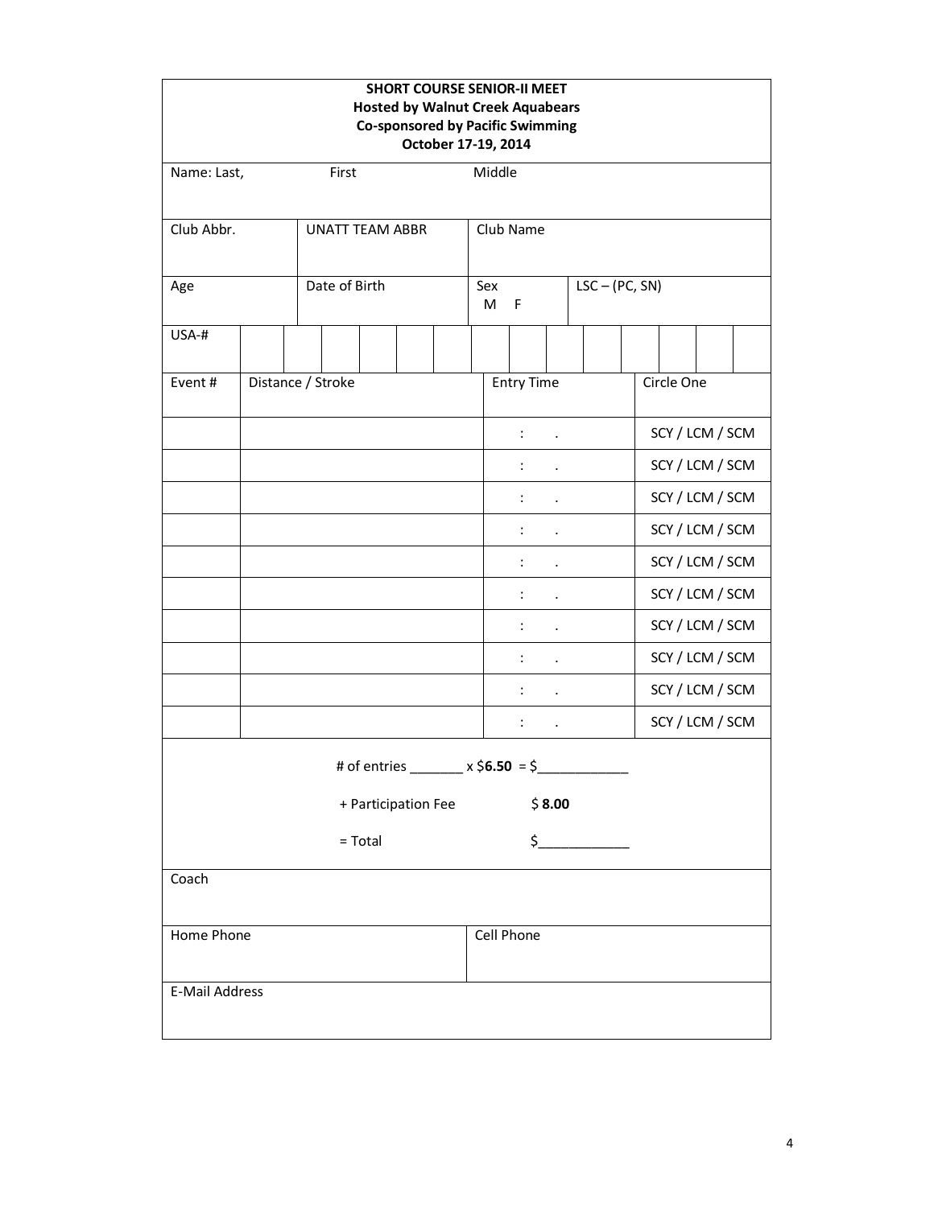**SHORT COURSE SENIOR-II MEET**
**Hosted by Walnut Creek Aquabears**
**Co-sponsored by Pacific Swimming**
**October 17-19, 2014**

| Name: Last, | First | Middle |
|---|---|---|
| | | |

| Club Abbr. | UNATT TEAM ABBR | Club Name |
|---|---|---|
| | | |

| Age | Date of Birth | Sex M F | LSC – (PC, SN) |
|---|---|---|---|
| | | | |

| USA-# | | | | | | | | | | | | | | |
|---|---|---|---|---|---|---|---|---|---|---|---|---|---|---|

| Event # | Distance / Stroke | Entry Time | Circle One |
|---|---|---|---|
| | | : . | SCY / LCM / SCM |
| | | : . | SCY / LCM / SCM |
| | | : . | SCY / LCM / SCM |
| | | : . | SCY / LCM / SCM |
| | | : . | SCY / LCM / SCM |
| | | : . | SCY / LCM / SCM |
| | | : . | SCY / LCM / SCM |
| | | : . | SCY / LCM / SCM |
| | | : . | SCY / LCM / SCM |
| | | : . | SCY / LCM / SCM |

# of entries _______ x $**6.50** = $____________

+ Participation Fee $ **8.00**

= Total $____________

| Coach | |
|---|---|
| | |
| Home Phone | Cell Phone |
| | |
| E-Mail Address | |
| | |